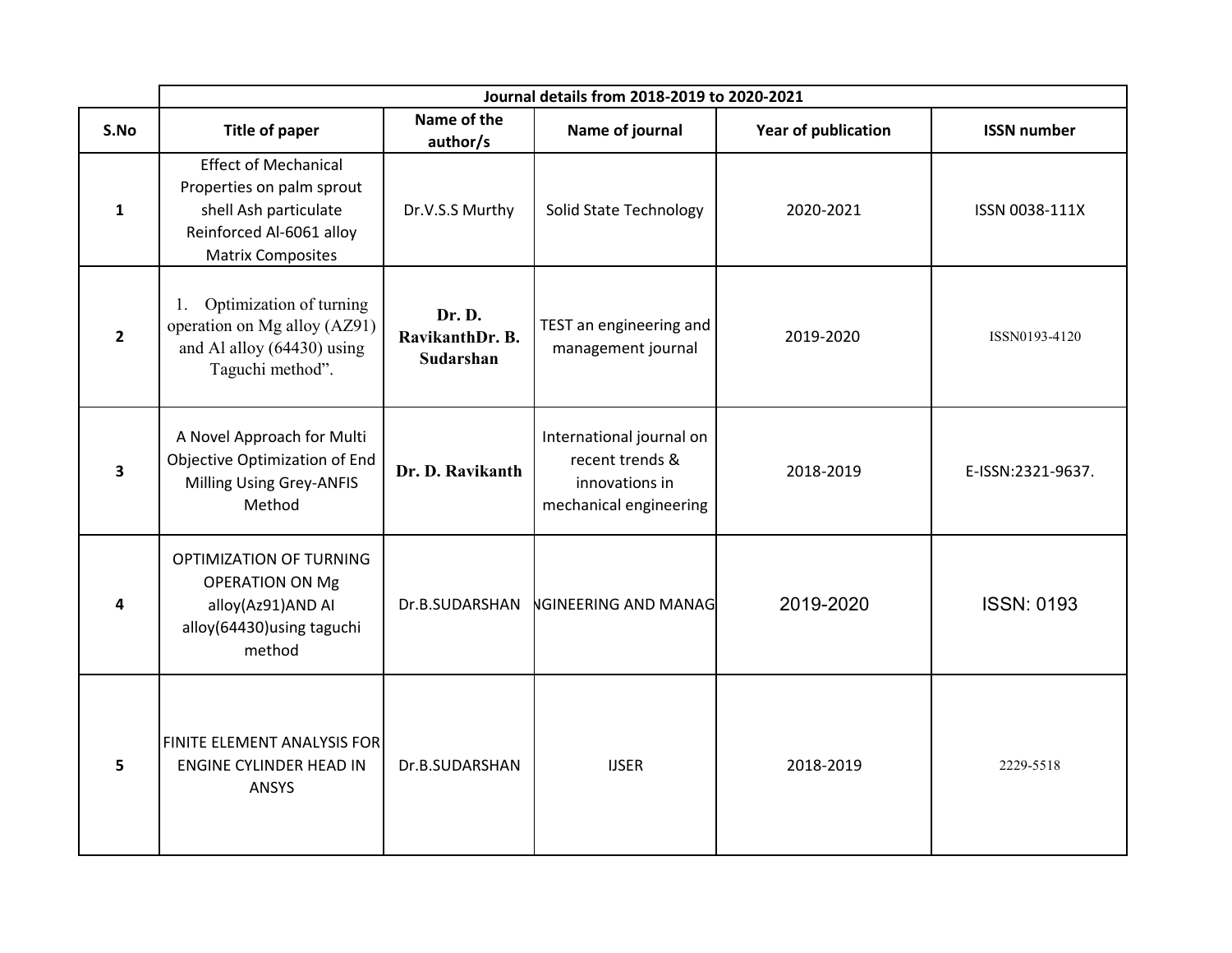| S.No | Journal details from 2018-2019 to 2020-2021 | | | | |
|---|---|---|---|---|---|
| | Title of paper | Name of the author/s | Name of journal | Year of publication | ISSN number |
| 1 | Effect of Mechanical Properties on palm sprout shell Ash particulate Reinforced Al-6061 alloy Matrix Composites | Dr.V.S.S Murthy | Solid State Technology | 2020-2021 | ISSN 0038-111X |
| 2 | 1. Optimization of turning operation on Mg alloy (AZ91) and Al alloy (64430) using Taguchi method". | **Dr. D. RavikanthDr. B. Sudarshan** | TEST an engineering and management journal | 2019-2020 | ISSN0193-4120 |
| 3 | A Novel Approach for Multi Objective Optimization of End Milling Using Grey-ANFIS Method | **Dr. D. Ravikanth** | International journal on recent trends & innovations in mechanical engineering | 2018-2019 | E-ISSN:2321-9637. |
| 4 | OPTIMIZATION OF TURNING OPERATION ON Mg alloy(Az91)AND Al alloy(64430)using taguchi method | Dr.B.SUDARSHAN | NGINEERING AND MANAG | 2019-2020 | ISSN: 0193 |
| 5 | FINITE ELEMENT ANALYSIS FOR ENGINE CYLINDER HEAD IN ANSYS | Dr.B.SUDARSHAN | IJSER | 2018-2019 | 2229-5518 |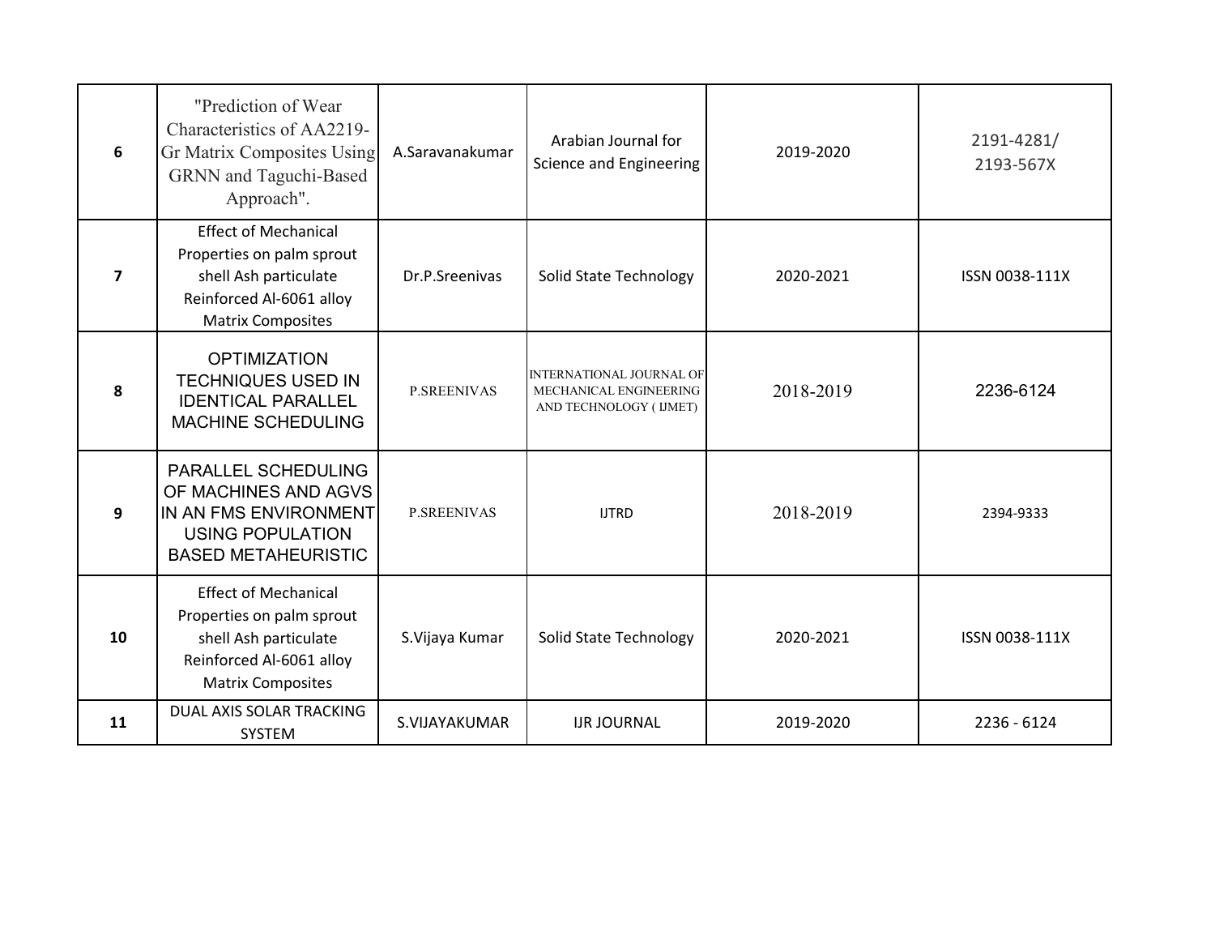| 6 | "Prediction of Wear Characteristics of AA2219-Gr Matrix Composites Using GRNN and Taguchi-Based Approach". | A.Saravanakumar | Arabian Journal for Science and Engineering | 2019-2020 | 2191-4281/ 2193-567X |
|---|---|---|---|---|---|
| 7 | Effect of Mechanical Properties on palm sprout shell Ash particulate Reinforced Al-6061 alloy Matrix Composites | Dr.P.Sreenivas | Solid State Technology | 2020-2021 | ISSN 0038-111X |
| 8 | OPTIMIZATION TECHNIQUES USED IN IDENTICAL PARALLEL MACHINE SCHEDULING | P.SREENIVAS | INTERNATIONAL JOURNAL OF MECHANICAL ENGINEERING AND TECHNOLOGY ( IJMET) | 2018-2019 | 2236-6124 |
| 9 | PARALLEL SCHEDULING OF MACHINES AND AGVS IN AN FMS ENVIRONMENT USING POPULATION BASED METAHEURISTIC | P.SREENIVAS | IJTRD | 2018-2019 | 2394-9333 |
| 10 | Effect of Mechanical Properties on palm sprout shell Ash particulate Reinforced Al-6061 alloy Matrix Composites | S.Vijaya Kumar | Solid State Technology | 2020-2021 | ISSN 0038-111X |
| 11 | DUAL AXIS SOLAR TRACKING SYSTEM | S.VIJAYAKUMAR | IJR JOURNAL | 2019-2020 | 2236 - 6124 |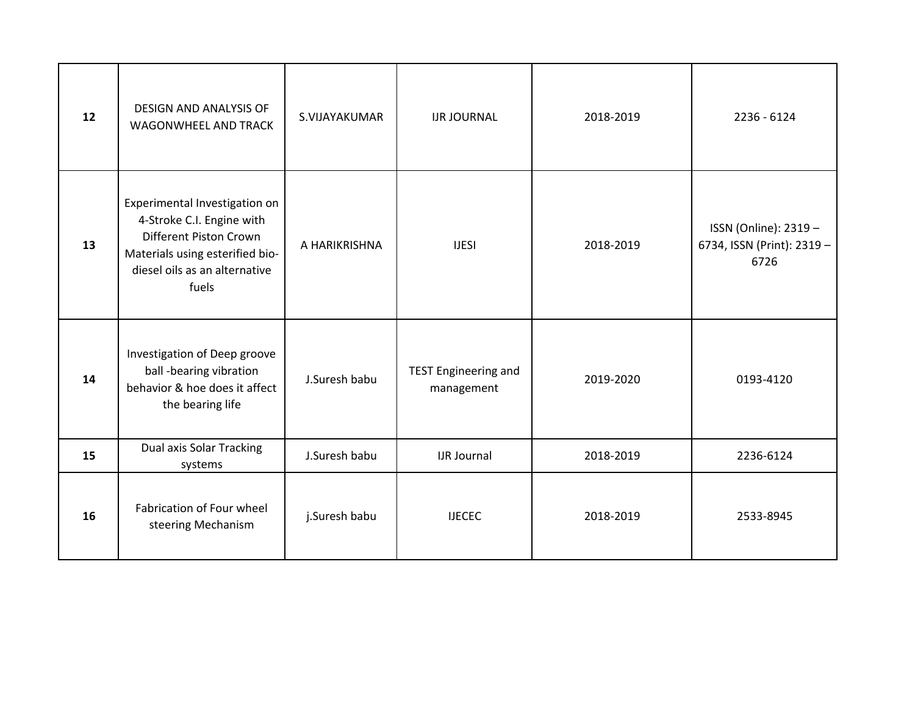| 12 | DESIGN AND ANALYSIS OF WAGONWHEEL AND TRACK | S.VIJAYAKUMAR | IJR JOURNAL | 2018-2019 | 2236 - 6124 |
|---|---|---|---|---|---|
| 13 | Experimental Investigation on 4-Stroke C.I. Engine with Different Piston Crown Materials using esterified bio-diesel oils as an alternative fuels | A HARIKRISHNA | IJESI | 2018-2019 | ISSN (Online): 2319 – 6734, ISSN (Print): 2319 – 6726 |
| 14 | Investigation of Deep groove ball -bearing vibration behavior & hoe does it affect the bearing life | J.Suresh babu | TEST Engineering and management | 2019-2020 | 0193-4120 |
| 15 | Dual axis Solar Tracking systems | J.Suresh babu | IJR Journal | 2018-2019 | 2236-6124 |
| 16 | Fabrication of Four wheel steering Mechanism | j.Suresh babu | IJECEC | 2018-2019 | 2533-8945 |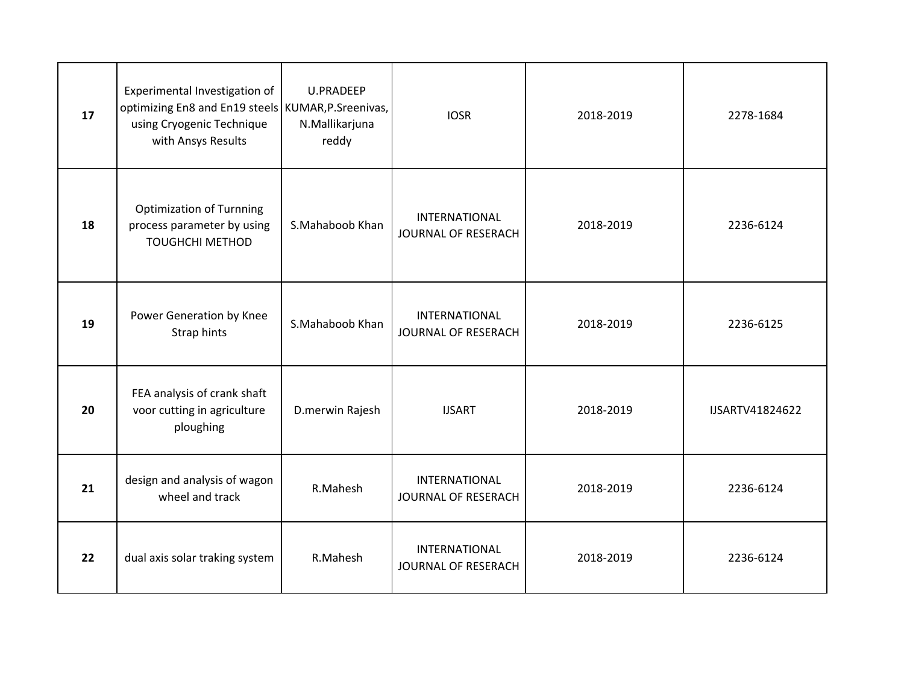| 17 | Experimental Investigation of optimizing En8 and En19 steels using Cryogenic Technique with Ansys Results | U.PRADEEP KUMAR,P.Sreenivas, N.Mallikarjuna reddy | IOSR | 2018-2019 | 2278-1684 |
|---|---|---|---|---|---|
| 18 | Optimization of Turnning process parameter by using TOUGHCHI METHOD | S.Mahaboob Khan | INTERNATIONAL JOURNAL OF RESERACH | 2018-2019 | 2236-6124 |
| 19 | Power Generation by Knee Strap hints | S.Mahaboob Khan | INTERNATIONAL JOURNAL OF RESERACH | 2018-2019 | 2236-6125 |
| 20 | FEA analysis of crank shaft voor cutting in agriculture ploughing | D.merwin Rajesh | IJSART | 2018-2019 | IJSARTV41824622 |
| 21 | design and analysis of wagon wheel and track | R.Mahesh | INTERNATIONAL JOURNAL OF RESERACH | 2018-2019 | 2236-6124 |
| 22 | dual axis solar traking system | R.Mahesh | INTERNATIONAL JOURNAL OF RESERACH | 2018-2019 | 2236-6124 |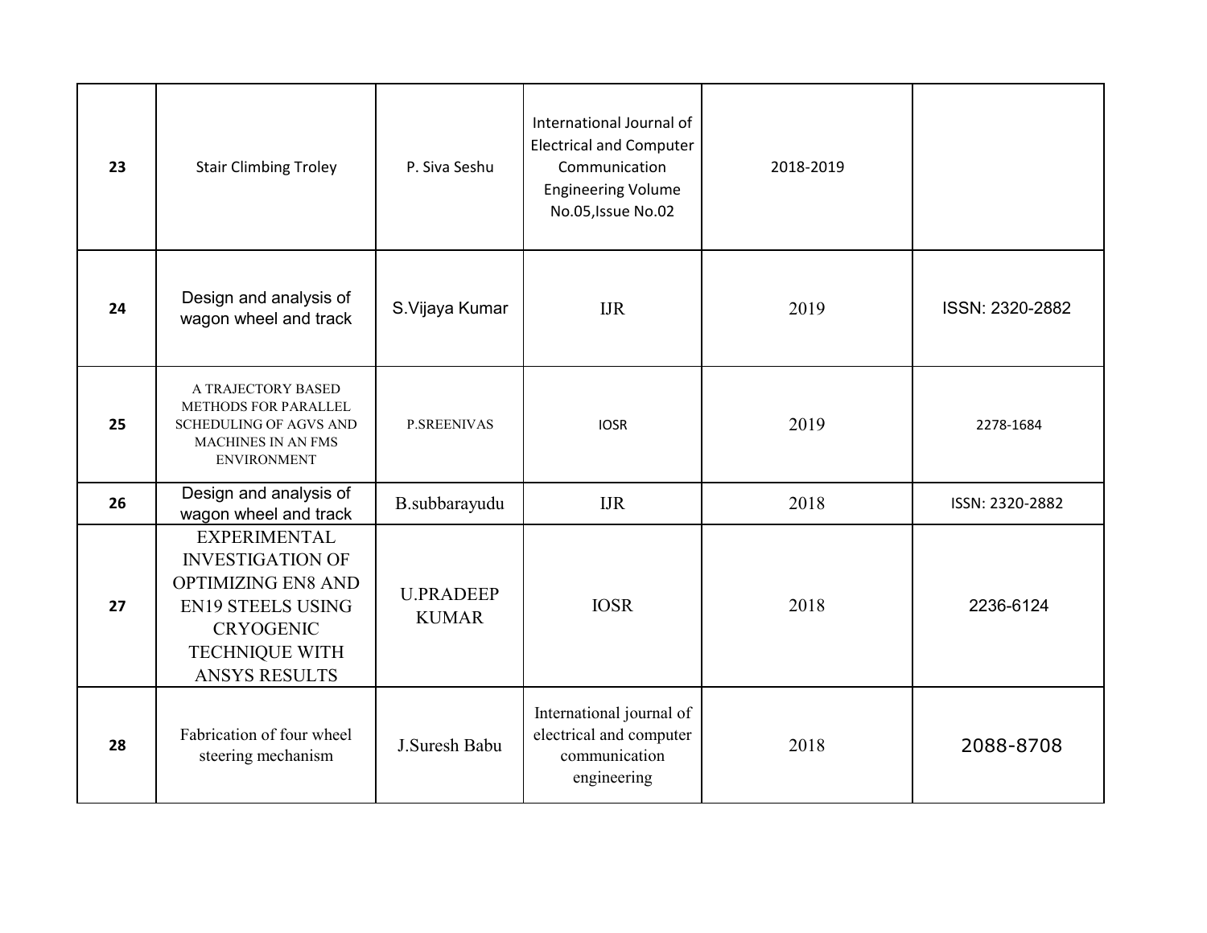| 23 | Stair Climbing Troley | P. Siva Seshu | International Journal of Electrical and Computer Communication Engineering Volume No.05,Issue No.02 | 2018-2019 | |
|---|---|---|---|---|---|
| 24 | Design and analysis of wagon wheel and track | S.Vijaya Kumar | IJR | 2019 | ISSN: 2320-2882 |
| 25 | A TRAJECTORY BASED METHODS FOR PARALLEL SCHEDULING OF AGVS AND MACHINES IN AN FMS ENVIRONMENT | P.SREENIVAS | IOSR | 2019 | 2278-1684 |
| 26 | Design and analysis of wagon wheel and track | B.subbarayudu | IJR | 2018 | ISSN: 2320-2882 |
| 27 | EXPERIMENTAL INVESTIGATION OF OPTIMIZING EN8 AND EN19 STEELS USING CRYOGENIC TECHNIQUE WITH ANSYS RESULTS | U.PRADEEP KUMAR | IOSR | 2018 | 2236-6124 |
| 28 | Fabrication of four wheel steering mechanism | J.Suresh Babu | International journal of electrical and computer communication engineering | 2018 | 2088-8708 |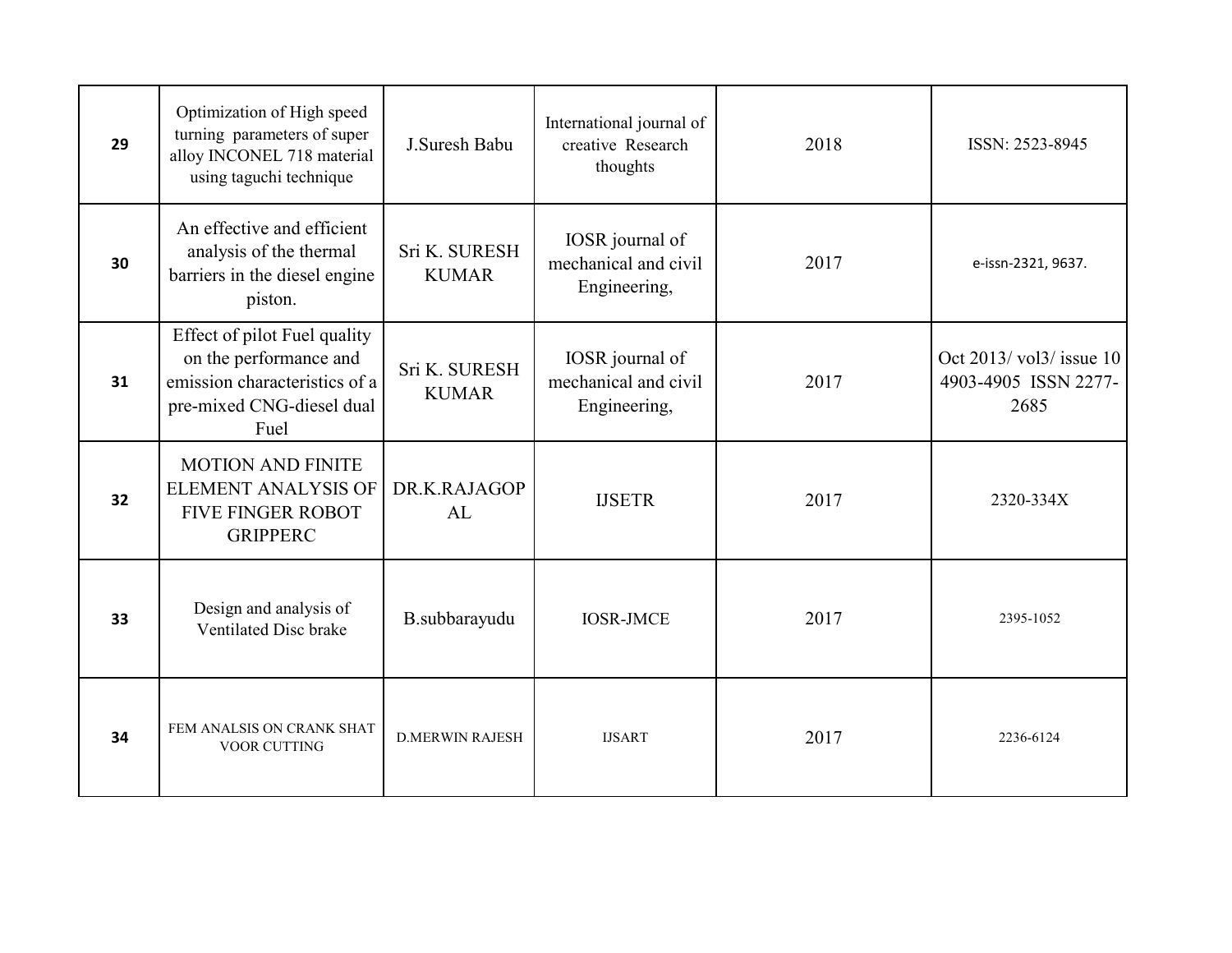| 29 | Optimization of High speed turning parameters of super alloy INCONEL 718 material using taguchi technique | J.Suresh Babu | International journal of creative Research thoughts | 2018 | ISSN: 2523-8945 |
|---|---|---|---|---|---|
| 30 | An effective and efficient analysis of the thermal barriers in the diesel engine piston. | Sri K. SURESH KUMAR | IOSR journal of mechanical and civil Engineering, | 2017 | e-issn-2321, 9637. |
| 31 | Effect of pilot Fuel quality on the performance and emission characteristics of a pre-mixed CNG-diesel dual Fuel | Sri K. SURESH KUMAR | IOSR journal of mechanical and civil Engineering, | 2017 | Oct 2013/ vol3/ issue 10 4903-4905 ISSN 2277-2685 |
| 32 | MOTION AND FINITE ELEMENT ANALYSIS OF FIVE FINGER ROBOT GRIPPERC | DR.K.RAJAGOPAL | IJSETR | 2017 | 2320-334X |
| 33 | Design and analysis of Ventilated Disc brake | B.subbarayudu | IOSR-JMCE | 2017 | 2395-1052 |
| 34 | FEM ANALSIS ON CRANK SHAT VOOR CUTTING | D.MERWIN RAJESH | IJSART | 2017 | 2236-6124 |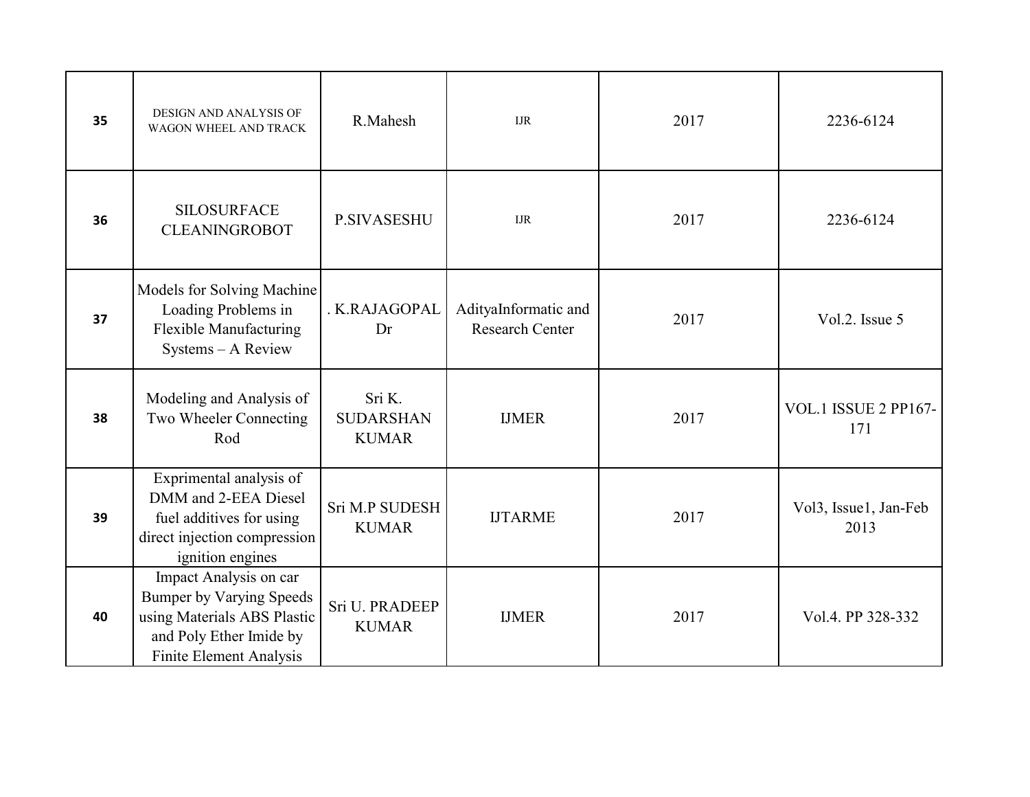| 35 | DESIGN AND ANALYSIS OF WAGON WHEEL AND TRACK | R.Mahesh | IJR | 2017 | 2236-6124 |
|---|---|---|---|---|---|
| 36 | SILOSURFACE CLEANINGROBOT | P.SIVASESHU | IJR | 2017 | 2236-6124 |
| 37 | Models for Solving Machine Loading Problems in Flexible Manufacturing Systems – A Review | . K.RAJAGOPAL Dr | AdityaInformatic and Research Center | 2017 | Vol.2. Issue 5 |
| 38 | Modeling and Analysis of Two Wheeler Connecting Rod | Sri K. SUDARSHAN KUMAR | IJMER | 2017 | VOL.1 ISSUE 2 PP167-171 |
| 39 | Exprimental analysis of DMM and 2-EEA Diesel fuel additives for using direct injection compression ignition engines | Sri M.P SUDESH KUMAR | IJTARME | 2017 | Vol3, Issue1, Jan-Feb 2013 |
| 40 | Impact Analysis on car Bumper by Varying Speeds using Materials ABS Plastic and Poly Ether Imide by Finite Element Analysis | Sri U. PRADEEP KUMAR | IJMER | 2017 | Vol.4. PP 328-332 |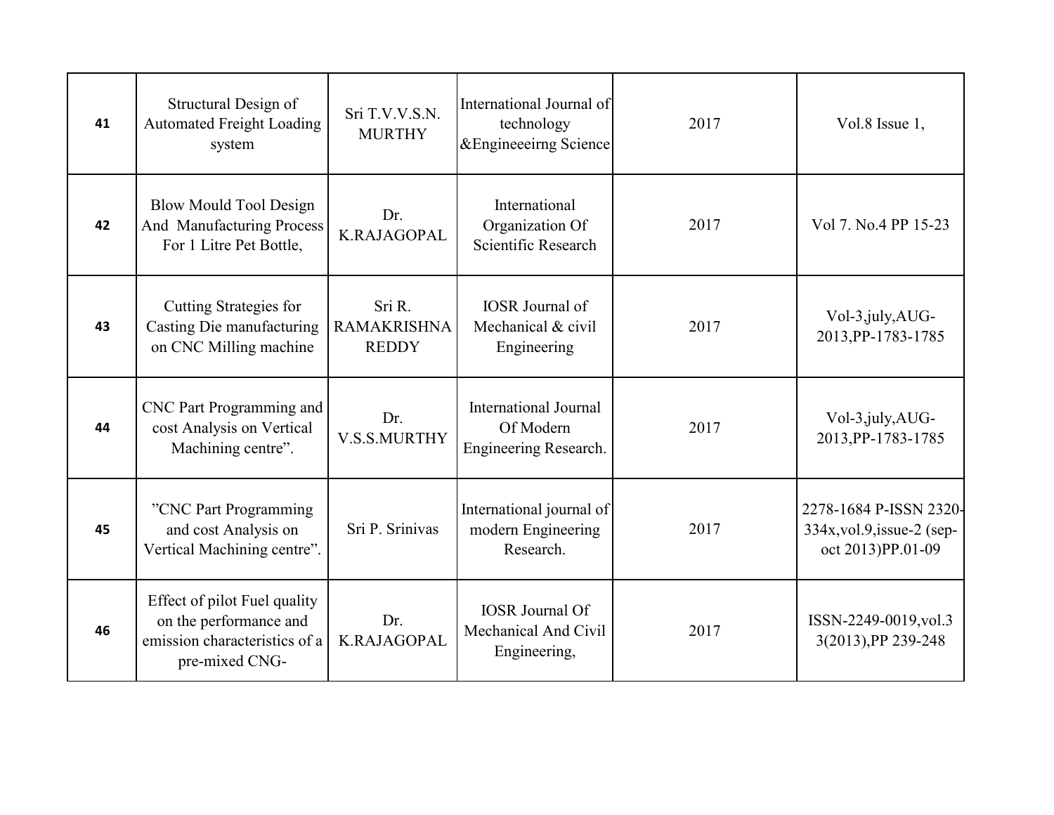| 41 | Structural Design of Automated Freight Loading system | Sri T.V.V.S.N. MURTHY | International Journal of technology &Engineeeirng Science | 2017 | Vol.8 Issue 1, |
|---|---|---|---|---|---|
| 42 | Blow Mould Tool Design And Manufacturing Process For 1 Litre Pet Bottle, | Dr. K.RAJAGOPAL | International Organization Of Scientific Research | 2017 | Vol 7. No.4 PP 15-23 |
| 43 | Cutting Strategies for Casting Die manufacturing on CNC Milling machine | Sri R. RAMAKRISHNA REDDY | IOSR Journal of Mechanical & civil Engineering | 2017 | Vol-3,july,AUG-2013,PP-1783-1785 |
| 44 | CNC Part Programming and cost Analysis on Vertical Machining centre". | Dr. V.S.S.MURTHY | International Journal Of Modern Engineering Research. | 2017 | Vol-3,july,AUG-2013,PP-1783-1785 |
| 45 | "CNC Part Programming and cost Analysis on Vertical Machining centre". | Sri P. Srinivas | International journal of modern Engineering Research. | 2017 | 2278-1684 P-ISSN 2320-334x,vol.9,issue-2 (sep-oct 2013)PP.01-09 |
| 46 | Effect of pilot Fuel quality on the performance and emission characteristics of a pre-mixed CNG- | Dr. K.RAJAGOPAL | IOSR Journal Of Mechanical And Civil Engineering, | 2017 | ISSN-2249-0019,vol.3 3(2013),PP 239-248 |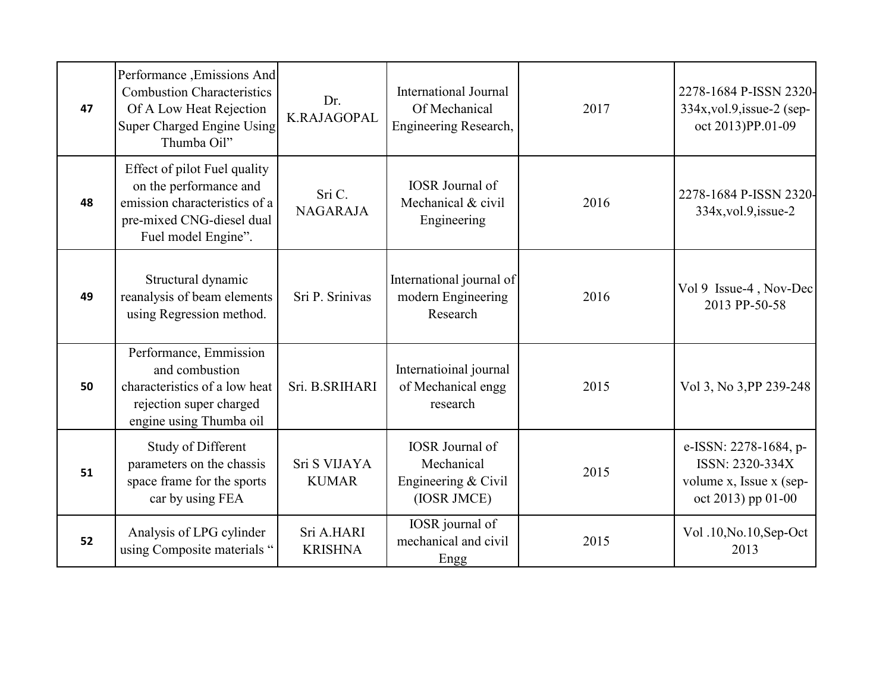| 47 | Performance ,Emissions And Combustion Characteristics Of A Low Heat Rejection Super Charged Engine Using Thumba Oil" | Dr. K.RAJAGOPAL | International Journal Of Mechanical Engineering Research, | 2017 | 2278-1684 P-ISSN 2320-334x,vol.9,issue-2 (sep-oct 2013)PP.01-09 |
|---|---|---|---|---|---|
| 48 | Effect of pilot Fuel quality on the performance and emission characteristics of a pre-mixed CNG-diesel dual Fuel model Engine". | Sri C. NAGARAJA | IOSR Journal of Mechanical & civil Engineering | 2016 | 2278-1684 P-ISSN 2320-334x,vol.9,issue-2 |
| 49 | Structural dynamic reanalysis of beam elements using Regression method. | Sri P. Srinivas | International journal of modern Engineering Research | 2016 | Vol 9 Issue-4 , Nov-Dec 2013 PP-50-58 |
| 50 | Performance, Emmission and combustion characteristics of a low heat rejection super charged engine using Thumba oil | Sri. B.SRIHARI | Internatioinal journal of Mechanical engg research | 2015 | Vol 3, No 3,PP 239-248 |
| 51 | Study of Different parameters on the chassis space frame for the sports car by using FEA | Sri S VIJAYA KUMAR | IOSR Journal of Mechanical Engineering & Civil (IOSR JMCE) | 2015 | e-ISSN: 2278-1684, p-ISSN: 2320-334X volume x, Issue x (sep-oct 2013) pp 01-00 |
| 52 | Analysis of LPG cylinder using Composite materials " | Sri A.HARI KRISHNA | IOSR journal of mechanical and civil Engg | 2015 | Vol .10,No.10,Sep-Oct 2013 |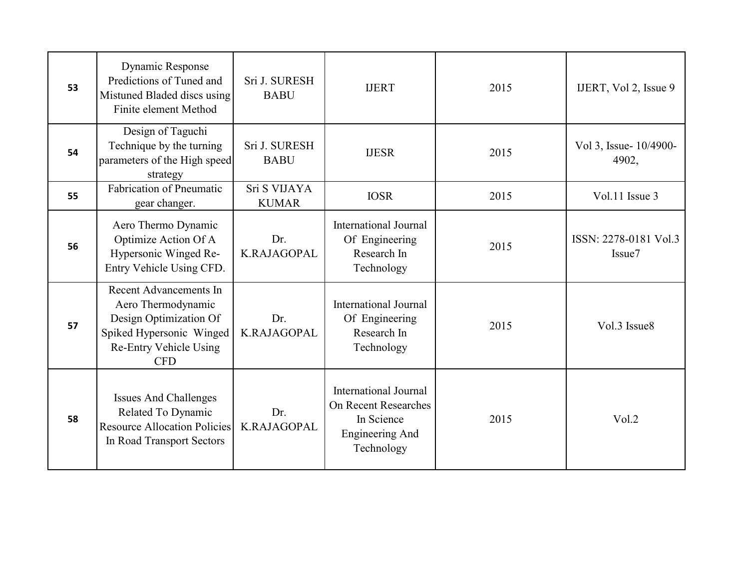| 53 | Dynamic Response Predictions of Tuned and Mistuned Bladed discs using Finite element Method | Sri J. SURESH BABU | IJERT | 2015 | IJERT, Vol 2, Issue 9 |
|---|---|---|---|---|---|
| 54 | Design of Taguchi Technique by the turning parameters of the High speed strategy | Sri J. SURESH BABU | IJESR | 2015 | Vol 3, Issue- 10/4900-4902, |
| 55 | Fabrication of Pneumatic gear changer. | Sri S VIJAYA KUMAR | IOSR | 2015 | Vol.11 Issue 3 |
| 56 | Aero Thermo Dynamic Optimize Action Of A Hypersonic Winged Re-Entry Vehicle Using CFD. | Dr. K.RAJAGOPAL | International Journal Of Engineering Research In Technology | 2015 | ISSN: 2278-0181 Vol.3 Issue7 |
| 57 | Recent Advancements In Aero Thermodynamic Design Optimization Of Spiked Hypersonic Winged Re-Entry Vehicle Using CFD | Dr. K.RAJAGOPAL | International Journal Of Engineering Research In Technology | 2015 | Vol.3 Issue8 |
| 58 | Issues And Challenges Related To Dynamic Resource Allocation Policies In Road Transport Sectors | Dr. K.RAJAGOPAL | International Journal On Recent Researches In Science Engineering And Technology | 2015 | Vol.2 |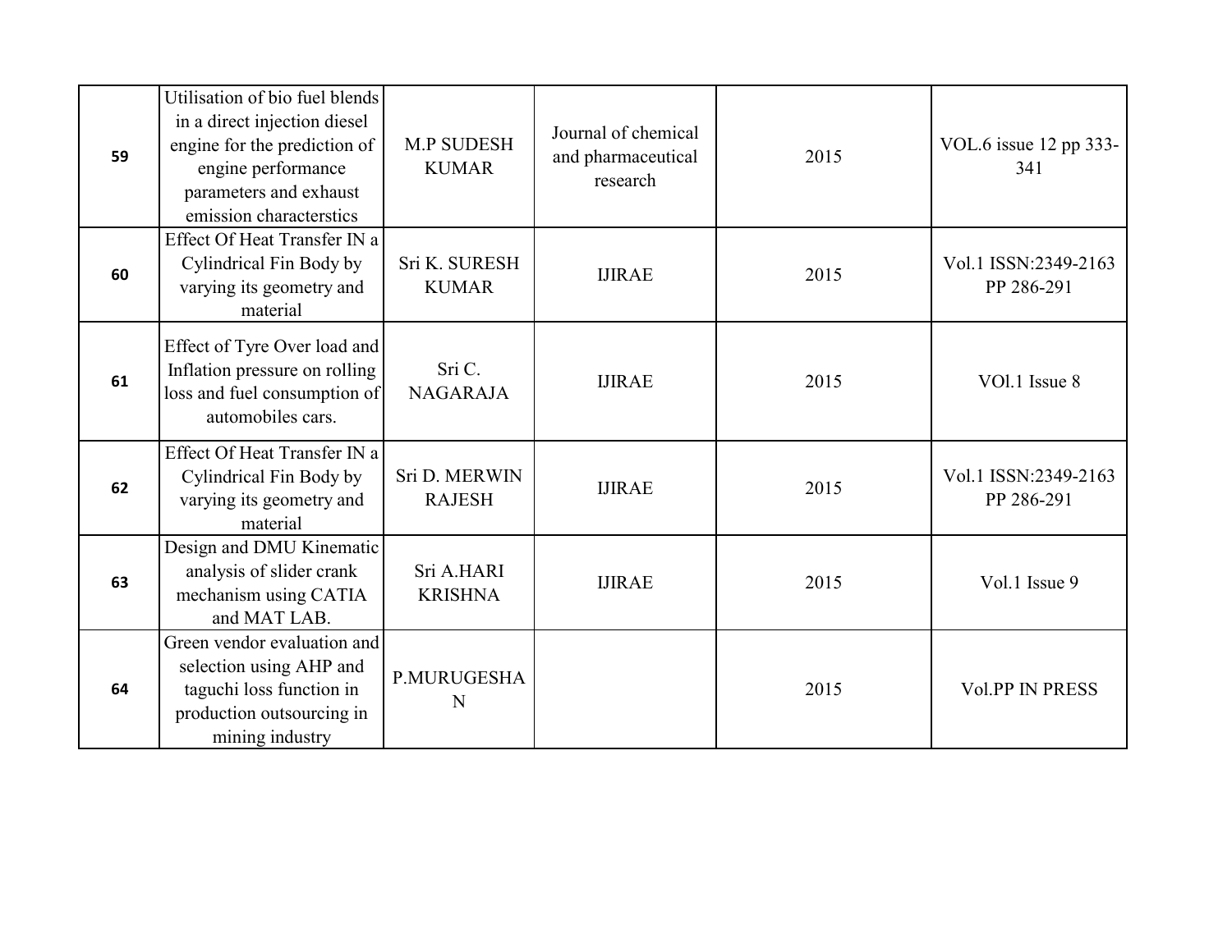| 59 | Utilisation of bio fuel blends in a direct injection diesel engine for the prediction of engine performance parameters and exhaust emission characterstics | M.P SUDESH KUMAR | Journal of chemical and pharmaceutical research | 2015 | VOL.6 issue 12 pp 333-341 |
|---|---|---|---|---|---|
| 60 | Effect Of Heat Transfer IN a Cylindrical Fin Body by varying its geometry and material | Sri K. SURESH KUMAR | IJIRAE | 2015 | Vol.1 ISSN:2349-2163 PP 286-291 |
| 61 | Effect of Tyre Over load and Inflation pressure on rolling loss and fuel consumption of automobiles cars. | Sri C. NAGARAJA | IJIRAE | 2015 | VOl.1 Issue 8 |
| 62 | Effect Of Heat Transfer IN a Cylindrical Fin Body by varying its geometry and material | Sri D. MERWIN RAJESH | IJIRAE | 2015 | Vol.1 ISSN:2349-2163 PP 286-291 |
| 63 | Design and DMU Kinematic analysis of slider crank mechanism using CATIA and MAT LAB. | Sri A.HARI KRISHNA | IJIRAE | 2015 | Vol.1 Issue 9 |
| 64 | Green vendor evaluation and selection using AHP and taguchi loss function in production outsourcing in mining industry | P.MURUGESHAN | | 2015 | Vol.PP IN PRESS |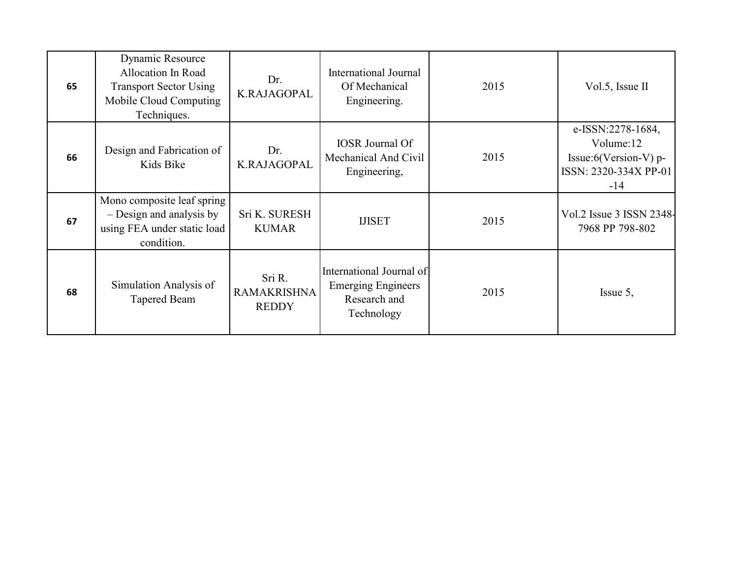| | | | | | |
|---|---|---|---|---|---|
| **65** | Dynamic Resource Allocation In Road Transport Sector Using Mobile Cloud Computing Techniques. | Dr. K.RAJAGOPAL | International Journal Of Mechanical Engineering. | 2015 | Vol.5, Issue II |
| **66** | Design and Fabrication of Kids Bike | Dr. K.RAJAGOPAL | IOSR Journal Of Mechanical And Civil Engineering, | 2015 | e-ISSN:2278-1684, Volume:12 Issue:6(Version-V) p-ISSN: 2320-334X PP-01 -14 |
| **67** | Mono composite leaf spring – Design and analysis by using FEA under static load condition. | Sri K. SURESH KUMAR | IJISET | 2015 | Vol.2 Issue 3 ISSN 2348-7968 PP 798-802 |
| **68** | Simulation Analysis of Tapered Beam | Sri R. RAMAKRISHNA REDDY | International Journal of Emerging Engineers Research and Technology | 2015 | Issue 5, |